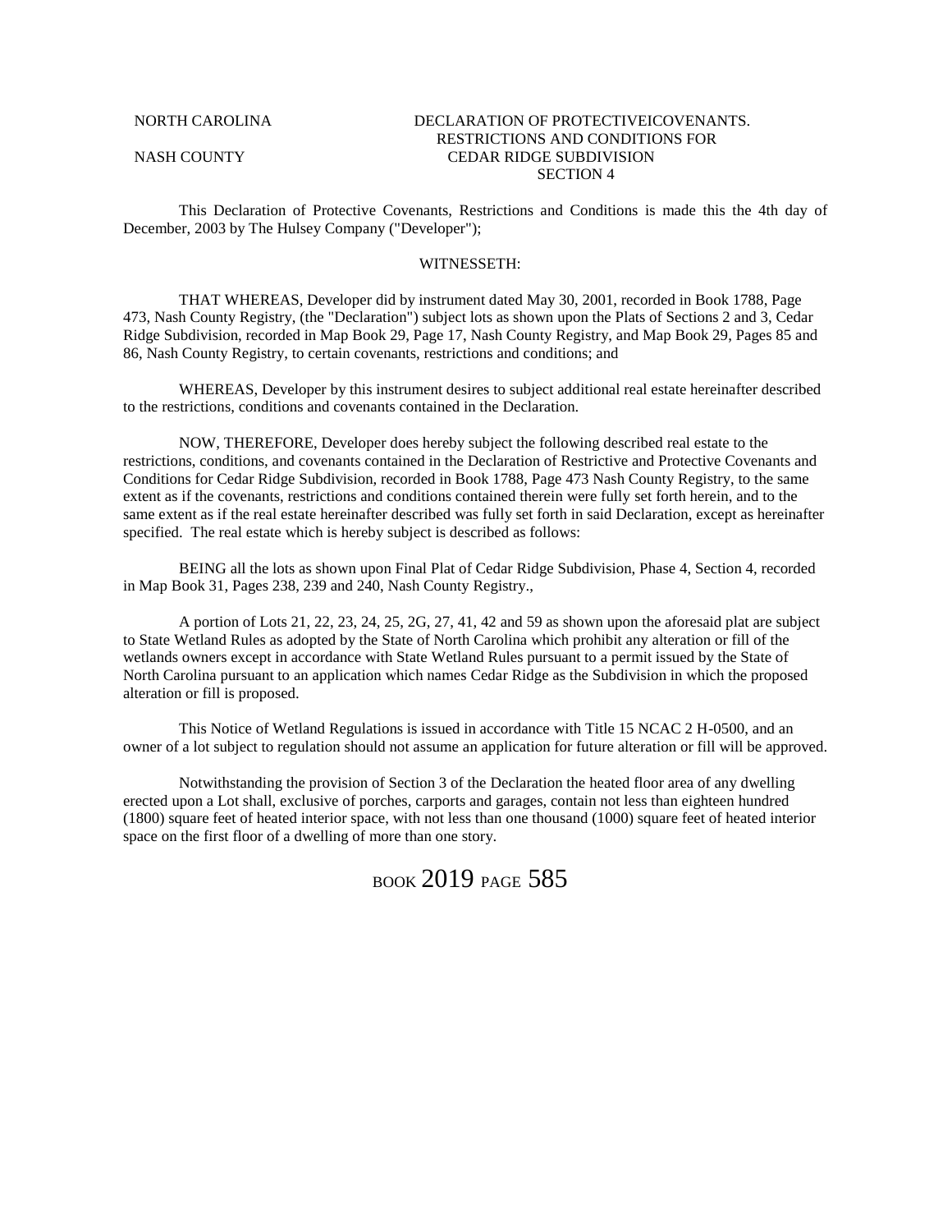NORTH CAROLINA

NASH COUNTY

DECLARATION OF PROTECTIVEICOVENANTS. RESTRICTIONS AND CONDITIONS FOR CEDAR RIDGE SUBDIVISION SECTION 4

This Declaration of Protective Covenants, Restrictions and Conditions is made this the 4th day of December, 2003 by The Hulsey Company ("Developer");

WITNESSETH:

THAT WHEREAS, Developer did by instrument dated May 30, 2001, recorded in Book 1788, Page 473, Nash County Registry, (the "Declaration") subject lots as shown upon the Plats of Sections 2 and 3, Cedar Ridge Subdivision, recorded in Map Book 29, Page 17, Nash County Registry, and Map Book 29, Pages 85 and 86, Nash County Registry, to certain covenants, restrictions and conditions; and

WHEREAS, Developer by this instrument desires to subject additional real estate hereinafter described to the restrictions, conditions and covenants contained in the Declaration.

NOW, THEREFORE, Developer does hereby subject the following described real estate to the restrictions, conditions, and covenants contained in the Declaration of Restrictive and Protective Covenants and Conditions for Cedar Ridge Subdivision, recorded in Book 1788, Page 473 Nash County Registry, to the same extent as if the covenants, restrictions and conditions contained therein were fully set forth herein, and to the same extent as if the real estate hereinafter described was fully set forth in said Declaration, except as hereinafter specified. The real estate which is hereby subject is described as follows:

BEING all the lots as shown upon Final Plat of Cedar Ridge Subdivision, Phase 4, Section 4, recorded in Map Book 31, Pages 238, 239 and 240, Nash County Registry.,

A portion of Lots 21, 22, 23, 24, 25, 2G, 27, 41, 42 and 59 as shown upon the aforesaid plat are subject to State Wetland Rules as adopted by the State of North Carolina which prohibit any alteration or fill of the wetlands owners except in accordance with State Wetland Rules pursuant to a permit issued by the State of North Carolina pursuant to an application which names Cedar Ridge as the Subdivision in which the proposed alteration or fill is proposed.

This Notice of Wetland Regulations is issued in accordance with Title 15 NCAC 2 H-0500, and an owner of a lot subject to regulation should not assume an application for future alteration or fill will be approved.

Notwithstanding the provision of Section 3 of the Declaration the heated floor area of any dwelling erected upon a Lot shall, exclusive of porches, carports and garages, contain not less than eighteen hundred (1800) square feet of heated interior space, with not less than one thousand (1000) square feet of heated interior space on the first floor of a dwelling of more than one story.

BOOK 2019 PAGE 585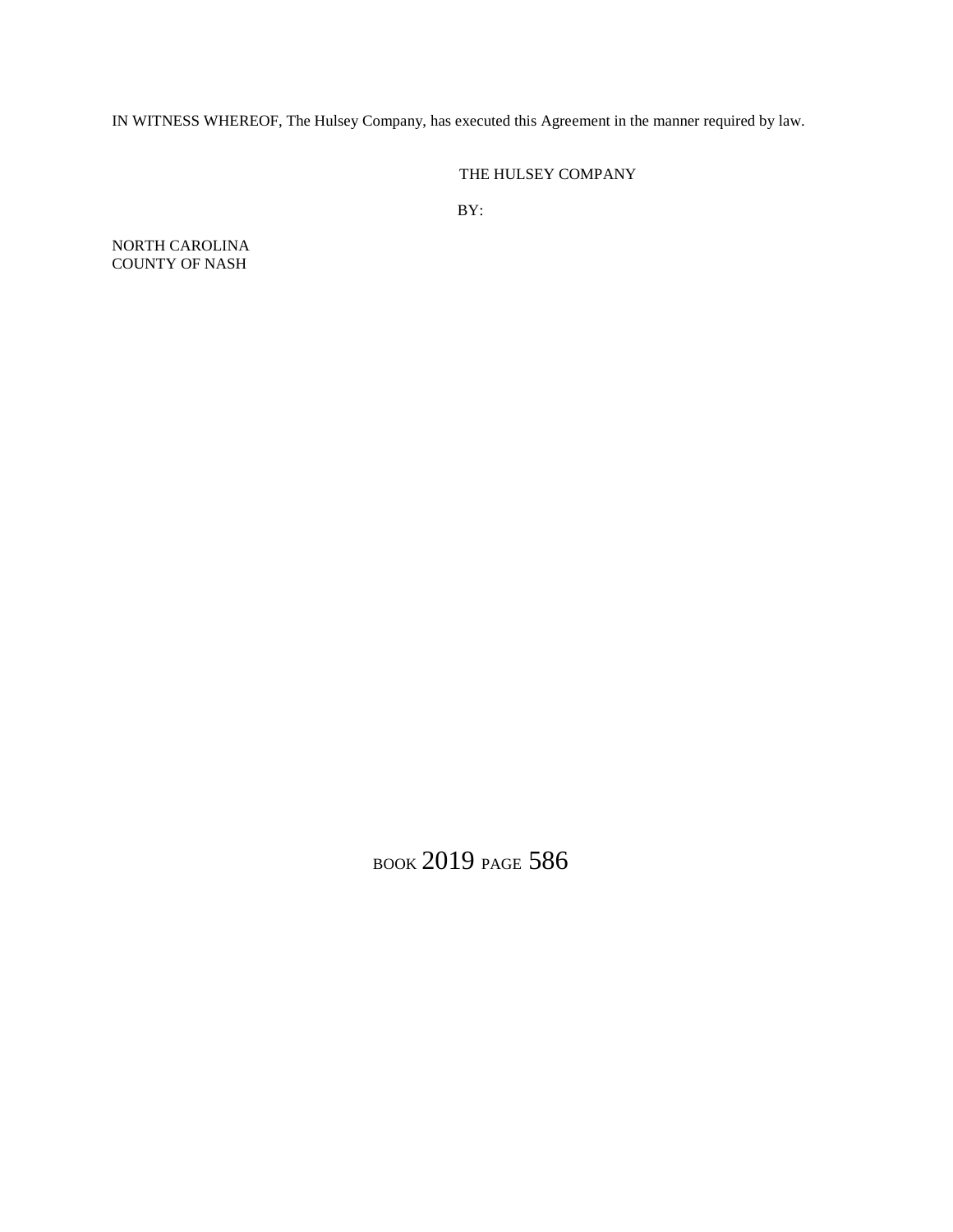IN WITNESS WHEREOF, The Hulsey Company, has executed this Agreement in the manner required by law.

THE HULSEY COMPANY

BY:

NORTH CAROLINA
COUNTY OF NASH

BOOK 2019 PAGE 586